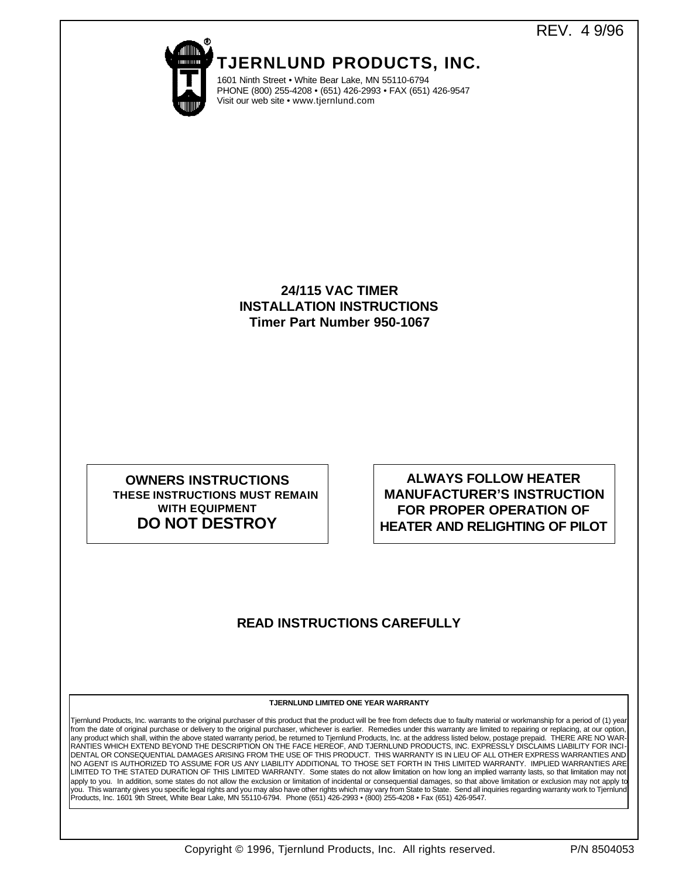REV. 4 9/96

# TJERNLUND PRODUCTS, INC.

1601 Ninth Street • White Bear Lake, MN 55110-6794
PHONE (800) 255-4208 • (651) 426-2993 • FAX (651) 426-9547
Visit our web site • www.tjernlund.com

## 24/115 VAC TIMER
## INSTALLATION INSTRUCTIONS
## Timer Part Number 950-1067

**OWNERS INSTRUCTIONS**
**THESE INSTRUCTIONS MUST REMAIN WITH EQUIPMENT**
**DO NOT DESTROY**

**ALWAYS FOLLOW HEATER MANUFACTURER'S INSTRUCTION FOR PROPER OPERATION OF HEATER AND RELIGHTING OF PILOT**

**READ INSTRUCTIONS CAREFULLY**

**TJERNLUND LIMITED ONE YEAR WARRANTY**

Tjernlund Products, Inc. warrants to the original purchaser of this product that the product will be free from defects due to faulty material or workmanship for a period of (1) year from the date of original purchase or delivery to the original purchaser, whichever is earlier. Remedies under this warranty are limited to repairing or replacing, at our option, any product which shall, within the above stated warranty period, be returned to Tjernlund Products, Inc. at the address listed below, postage prepaid. THERE ARE NO WARRANTIES WHICH EXTEND BEYOND THE DESCRIPTION ON THE FACE HEREOF, AND TJERNLUND PRODUCTS, INC. EXPRESSLY DISCLAIMS LIABILITY FOR INCIDENTAL OR CONSEQUENTIAL DAMAGES ARISING FROM THE USE OF THIS PRODUCT. THIS WARRANTY IS IN LIEU OF ALL OTHER EXPRESS WARRANTIES AND NO AGENT IS AUTHORIZED TO ASSUME FOR US ANY LIABILITY ADDITIONAL TO THOSE SET FORTH IN THIS LIMITED WARRANTY. IMPLIED WARRANTIES ARE LIMITED TO THE STATED DURATION OF THIS LIMITED WARRANTY. Some states do not allow limitation on how long an implied warranty lasts, so that limitation may not apply to you. In addition, some states do not allow the exclusion or limitation of incidental or consequential damages, so that above limitation or exclusion may not apply to you. This warranty gives you specific legal rights and you may also have other rights which may vary from State to State. Send all inquiries regarding warranty work to Tjernlund Products, Inc. 1601 9th Street, White Bear Lake, MN 55110-6794. Phone (651) 426-2993 • (800) 255-4208 • Fax (651) 426-9547.

Copyright © 1996, Tjernlund Products, Inc. All rights reserved. P/N 8504053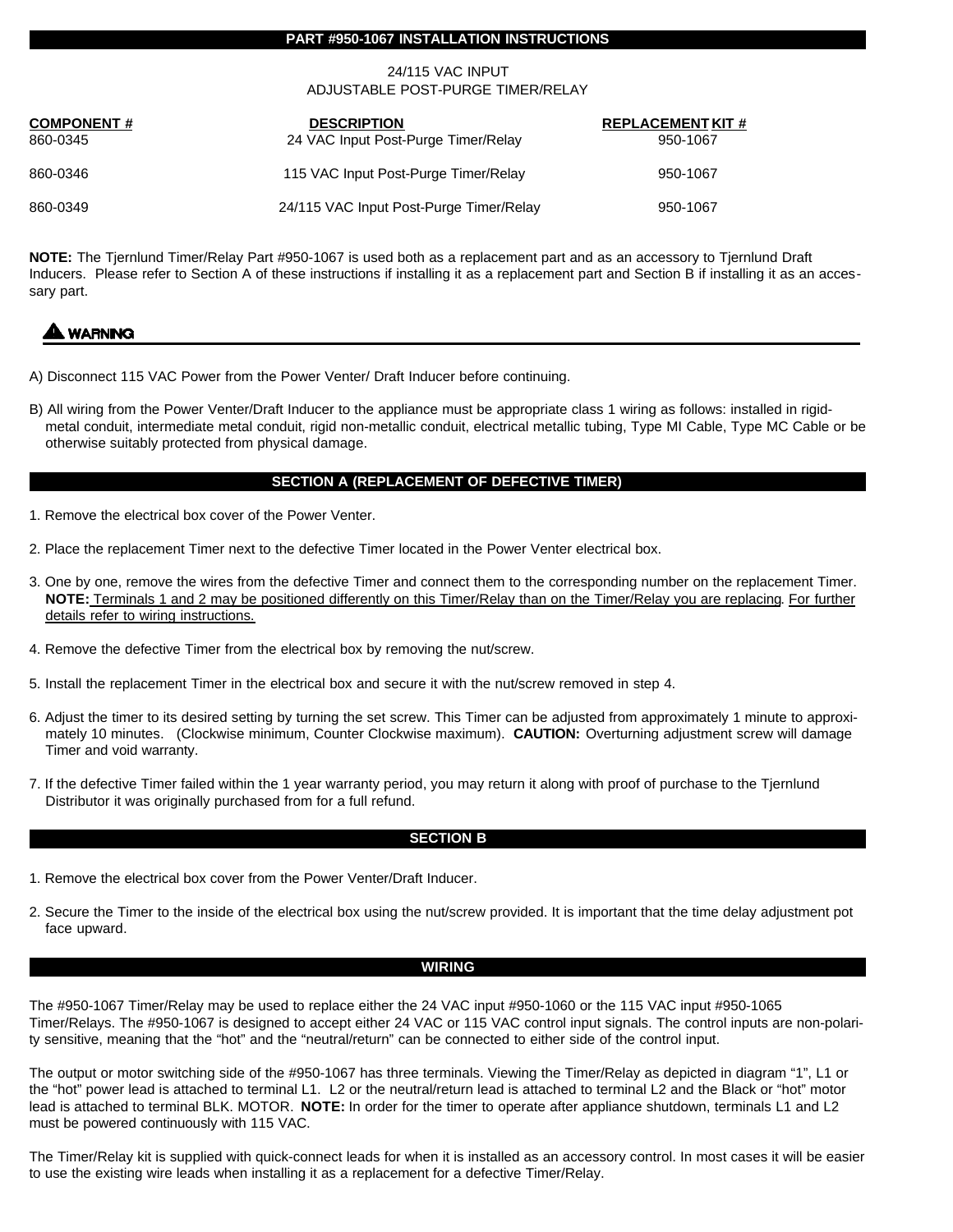# PART #950-1067 INSTALLATION INSTRUCTIONS

24/115 VAC INPUT
ADJUSTABLE POST-PURGE TIMER/RELAY

| COMPONENT # | DESCRIPTION | REPLACEMENT KIT # |
|---|---|---|
| 860-0345 | 24 VAC Input Post-Purge Timer/Relay | 950-1067 |
| 860-0346 | 115 VAC Input Post-Purge Timer/Relay | 950-1067 |
| 860-0349 | 24/115 VAC Input Post-Purge Timer/Relay | 950-1067 |

**NOTE:** The Tjernlund Timer/Relay Part #950-1067 is used both as a replacement part and as an accessory to Tjernlund Draft Inducers. Please refer to Section A of these instructions if installing it as a replacement part and Section B if installing it as an accessary part.

**⚠ WARNING**

A) Disconnect 115 VAC Power from the Power Venter/ Draft Inducer before continuing.

B) All wiring from the Power Venter/Draft Inducer to the appliance must be appropriate class 1 wiring as follows: installed in rigid-metal conduit, intermediate metal conduit, rigid non-metallic conduit, electrical metallic tubing, Type MI Cable, Type MC Cable or be otherwise suitably protected from physical damage.

## SECTION A (REPLACEMENT OF DEFECTIVE TIMER)

1. Remove the electrical box cover of the Power Venter.

2. Place the replacement Timer next to the defective Timer located in the Power Venter electrical box.

3. One by one, remove the wires from the defective Timer and connect them to the corresponding number on the replacement Timer. **NOTE:** Terminals 1 and 2 may be positioned differently on this Timer/Relay than on the Timer/Relay you are replacing. For further details refer to wiring instructions.

4. Remove the defective Timer from the electrical box by removing the nut/screw.

5. Install the replacement Timer in the electrical box and secure it with the nut/screw removed in step 4.

6. Adjust the timer to its desired setting by turning the set screw. This Timer can be adjusted from approximately 1 minute to approximately 10 minutes. (Clockwise minimum, Counter Clockwise maximum). **CAUTION:** Overturning adjustment screw will damage Timer and void warranty.

7. If the defective Timer failed within the 1 year warranty period, you may return it along with proof of purchase to the Tjernlund Distributor it was originally purchased from for a full refund.

## SECTION B

1. Remove the electrical box cover from the Power Venter/Draft Inducer.

2. Secure the Timer to the inside of the electrical box using the nut/screw provided. It is important that the time delay adjustment pot face upward.

## WIRING

The #950-1067 Timer/Relay may be used to replace either the 24 VAC input #950-1060 or the 115 VAC input #950-1065 Timer/Relays. The #950-1067 is designed to accept either 24 VAC or 115 VAC control input signals. The control inputs are non-polarity sensitive, meaning that the "hot" and the "neutral/return" can be connected to either side of the control input.

The output or motor switching side of the #950-1067 has three terminals. Viewing the Timer/Relay as depicted in diagram "1", L1 or the "hot" power lead is attached to terminal L1. L2 or the neutral/return lead is attached to terminal L2 and the Black or "hot" motor lead is attached to terminal BLK. MOTOR. **NOTE:** In order for the timer to operate after appliance shutdown, terminals L1 and L2 must be powered continuously with 115 VAC.

The Timer/Relay kit is supplied with quick-connect leads for when it is installed as an accessory control. In most cases it will be easier to use the existing wire leads when installing it as a replacement for a defective Timer/Relay.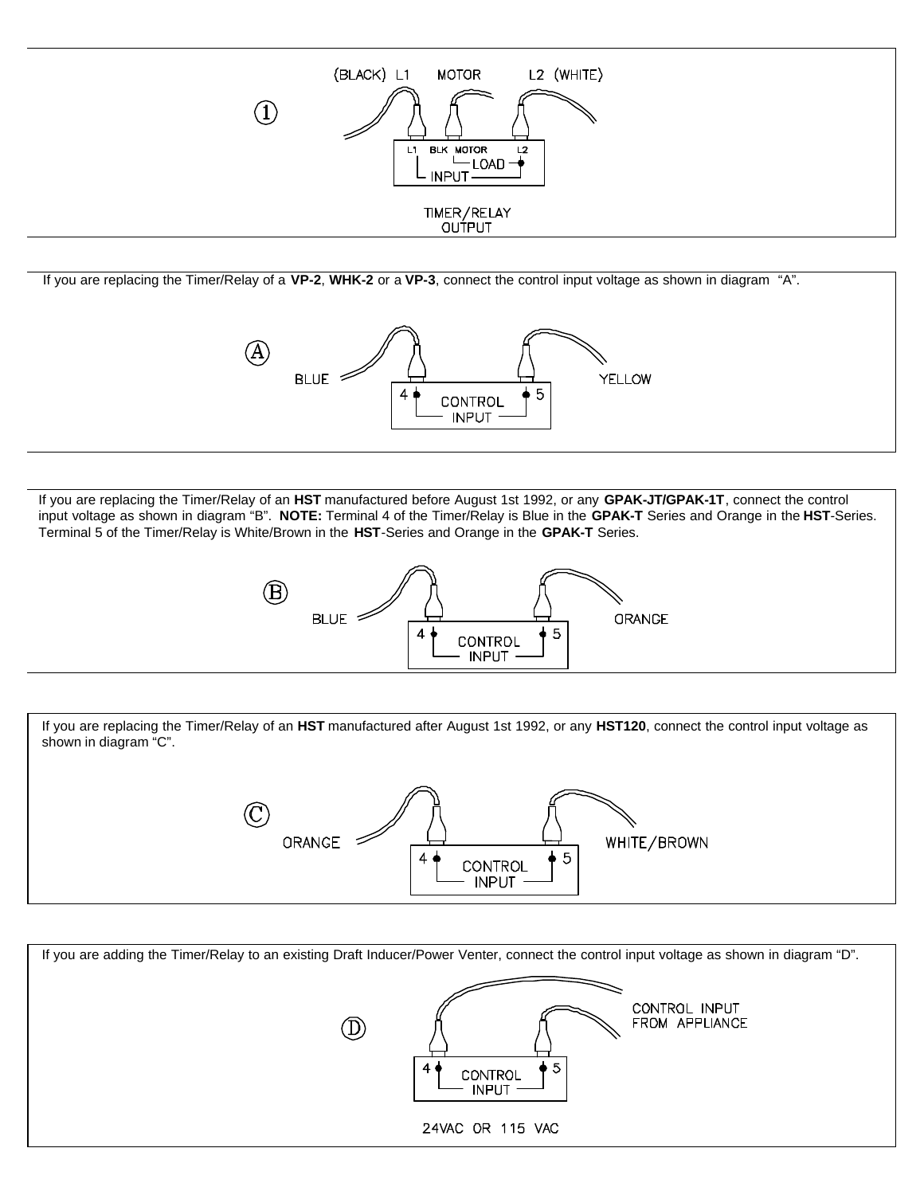① (BLACK) L1 MOTOR L2 (WHITE)

L1 BLK MOTOR L2

LOAD

INPUT

TIMER/RELAY OUTPUT

---

If you are replacing the Timer/Relay of a **VP-2**, **WHK-2** or a **VP-3**, connect the control input voltage as shown in diagram "A".

Ⓐ BLUE YELLOW

4 CONTROL INPUT 5

---

If you are replacing the Timer/Relay of an **HST** manufactured before August 1st 1992, or any **GPAK-JT/GPAK-1T**, connect the control input voltage as shown in diagram "B". **NOTE:** Terminal 4 of the Timer/Relay is Blue in the **GPAK-T** Series and Orange in the **HST**-Series. Terminal 5 of the Timer/Relay is White/Brown in the **HST**-Series and Orange in the **GPAK-T** Series.

Ⓑ BLUE ORANGE

4 CONTROL INPUT 5

---

If you are replacing the Timer/Relay of an **HST** manufactured after August 1st 1992, or any **HST120**, connect the control input voltage as shown in diagram "C".

Ⓒ ORANGE WHITE/BROWN

4 CONTROL INPUT 5

---

If you are adding the Timer/Relay to an existing Draft Inducer/Power Venter, connect the control input voltage as shown in diagram "D".

Ⓓ CONTROL INPUT FROM APPLIANCE

4 CONTROL INPUT 5

24VAC OR 115 VAC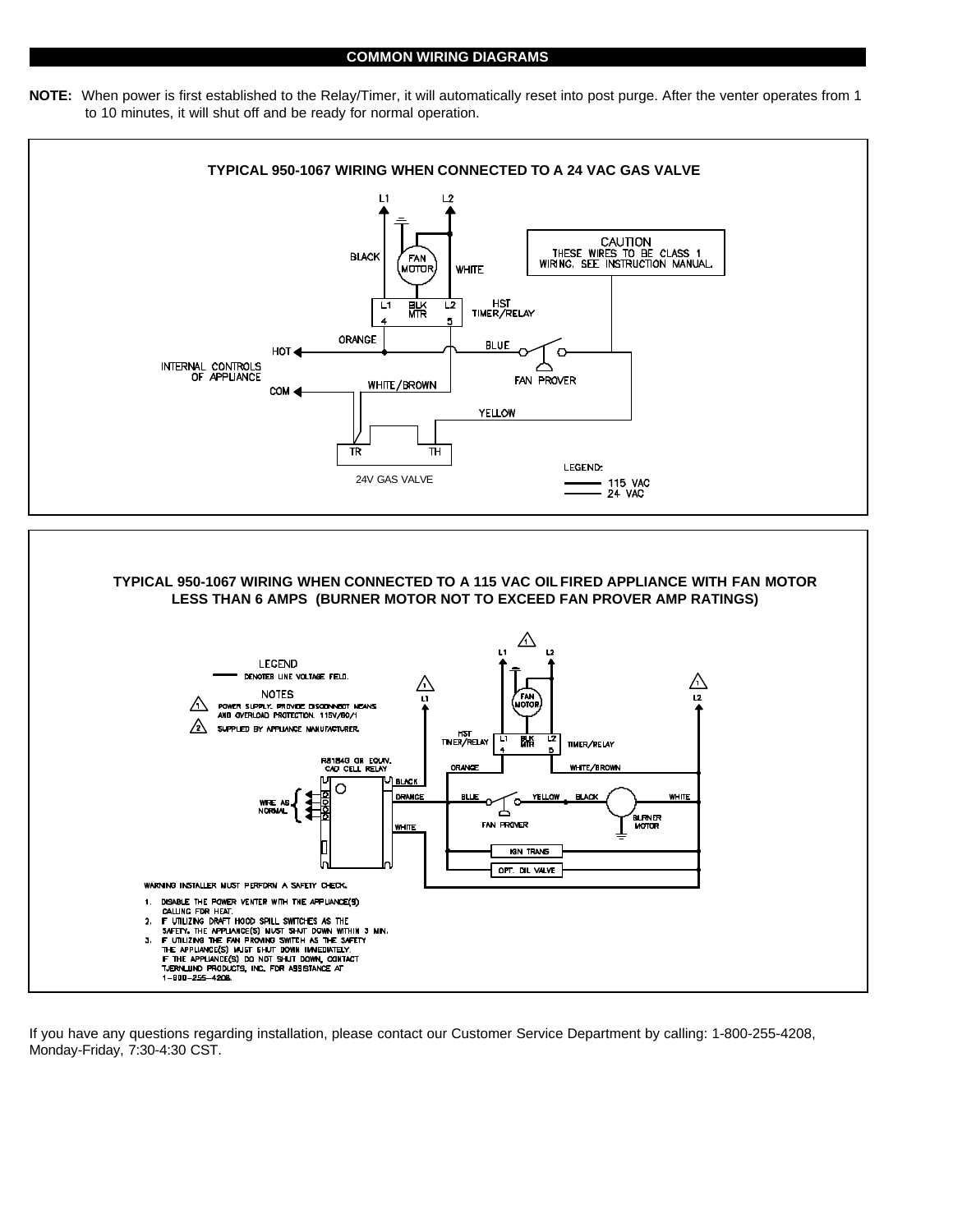## COMMON WIRING DIAGRAMS

**NOTE:** When power is first established to the Relay/Timer, it will automatically reset into post purge. After the venter operates from 1 to 10 minutes, it will shut off and be ready for normal operation.

### TYPICAL 950-1067 WIRING WHEN CONNECTED TO A 24 VAC GAS VALVE

L1
L2
BLACK
FAN MOTOR
WHITE
CAUTION
THESE WIRES TO BE CLASS 1 WIRING. SEE INSTRUCTION MANUAL.
L1 4
BLK MTR
L2 5
HST TIMER/RELAY
ORANGE
HOT
BLUE
INTERNAL CONTROLS OF APPLIANCE
FAN PROVER
COM
WHITE/BROWN
YELLOW
TR
TH
24V GAS VALVE
LEGEND:
115 VAC
24 VAC

### TYPICAL 950-1067 WIRING WHEN CONNECTED TO A 115 VAC OIL FIRED APPLIANCE WITH FAN MOTOR LESS THAN 6 AMPS (BURNER MOTOR NOT TO EXCEED FAN PROVER AMP RATINGS)

LEGEND
DENOTES LINE VOLTAGE FIELD.

NOTES
1. POWER SUPPLY. PROVIDE DISCONNECT MEANS AND OVERLOAD PROTECTION. 115V/60/1
2. SUPPLIED BY APPLIANCE MANUFACTURER.

L1
L2
FAN MOTOR
HST TIMER/RELAY
L1 4
BLK MTR
L2 5
TIMER/RELAY
R8184G OR EQUIV. CAD CELL RELAY
ORANGE
WHITE/BROWN
BLACK
ORANGE
WHITE
WIRE AS NORMAL
BLUE
YELLOW
BLACK
WHITE
FAN PROVER
BURNER MOTOR
IGN TRANS
OPT. OIL VALVE

WARNING INSTALLER MUST PERFORM A SAFETY CHECK.

1. DISABLE THE POWER VENTER WITH THE APPLIANCE(S) CALLING FOR HEAT.
2. IF UTILIZING DRAFT HOOD SPILL SWITCHES AS THE SAFETY, THE APPLIANCE(S) MUST SHUT DOWN WITHIN 3 MIN.
3. IF UTILIZING THE FAN PROVING SWITCH AS THE SAFETY THE APPLIANCE(S) MUST SHUT DOWN IMMEDIATELY. IF THE APPLIANCE(S) DO NOT SHUT DOWN, CONTACT TJERNLUND PRODUCTS, INC. FOR ASSISTANCE AT 1-800-255-4208.

If you have any questions regarding installation, please contact our Customer Service Department by calling: 1-800-255-4208, Monday-Friday, 7:30-4:30 CST.